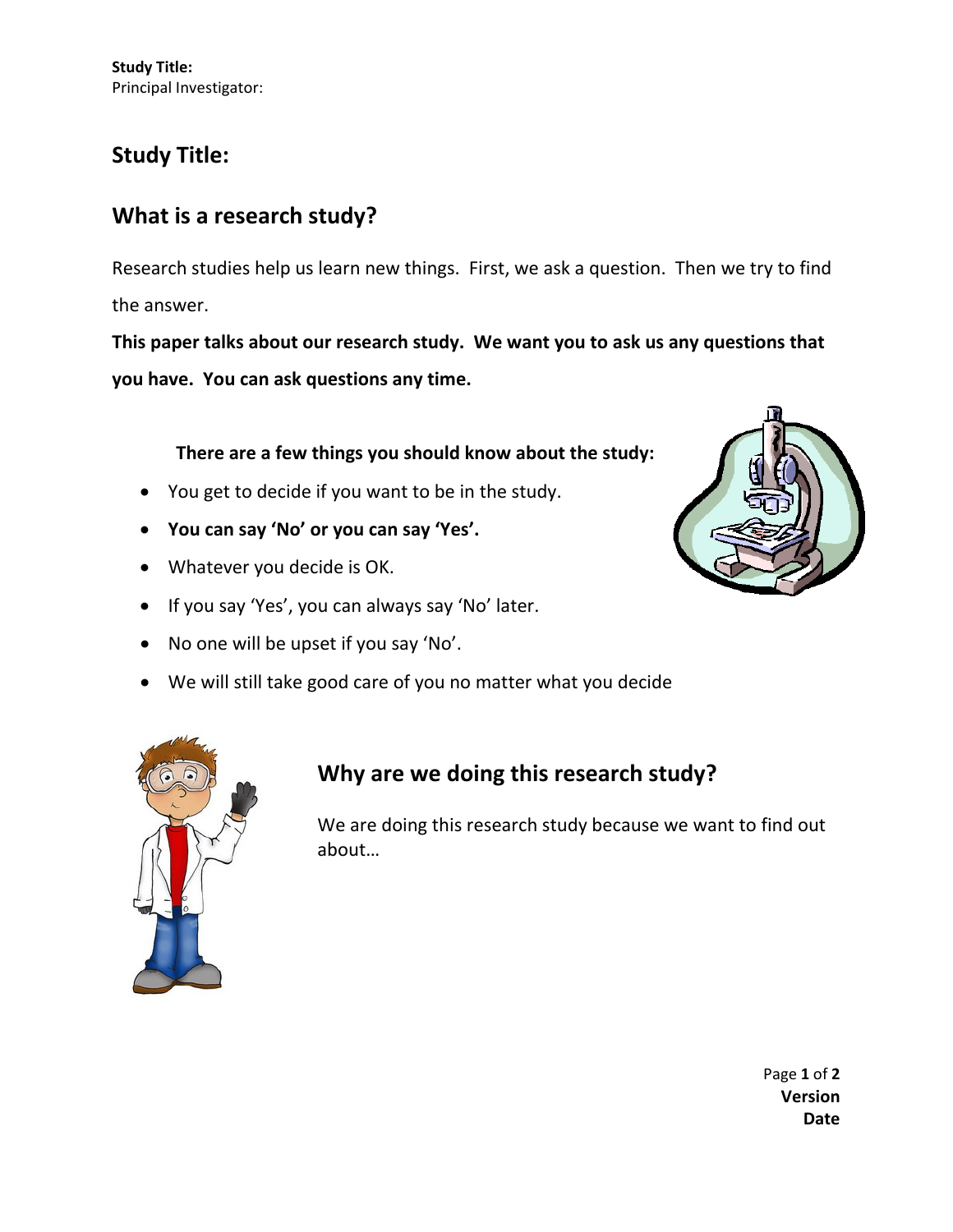**Study Title:**
Principal Investigator:

## Study Title:

## What is a research study?

Research studies help us learn new things. First, we ask a question. Then we try to find the answer.

**This paper talks about our research study. We want you to ask us any questions that you have. You can ask questions any time.**

**There are a few things you should know about the study:**

- You get to decide if you want to be in the study.
- **You can say 'No' or you can say 'Yes'.**
- Whatever you decide is OK.
- If you say 'Yes', you can always say 'No' later.
- No one will be upset if you say 'No'.
- We will still take good care of you no matter what you decide

## Why are we doing this research study?

We are doing this research study because we want to find out about…

**Version**
**Date**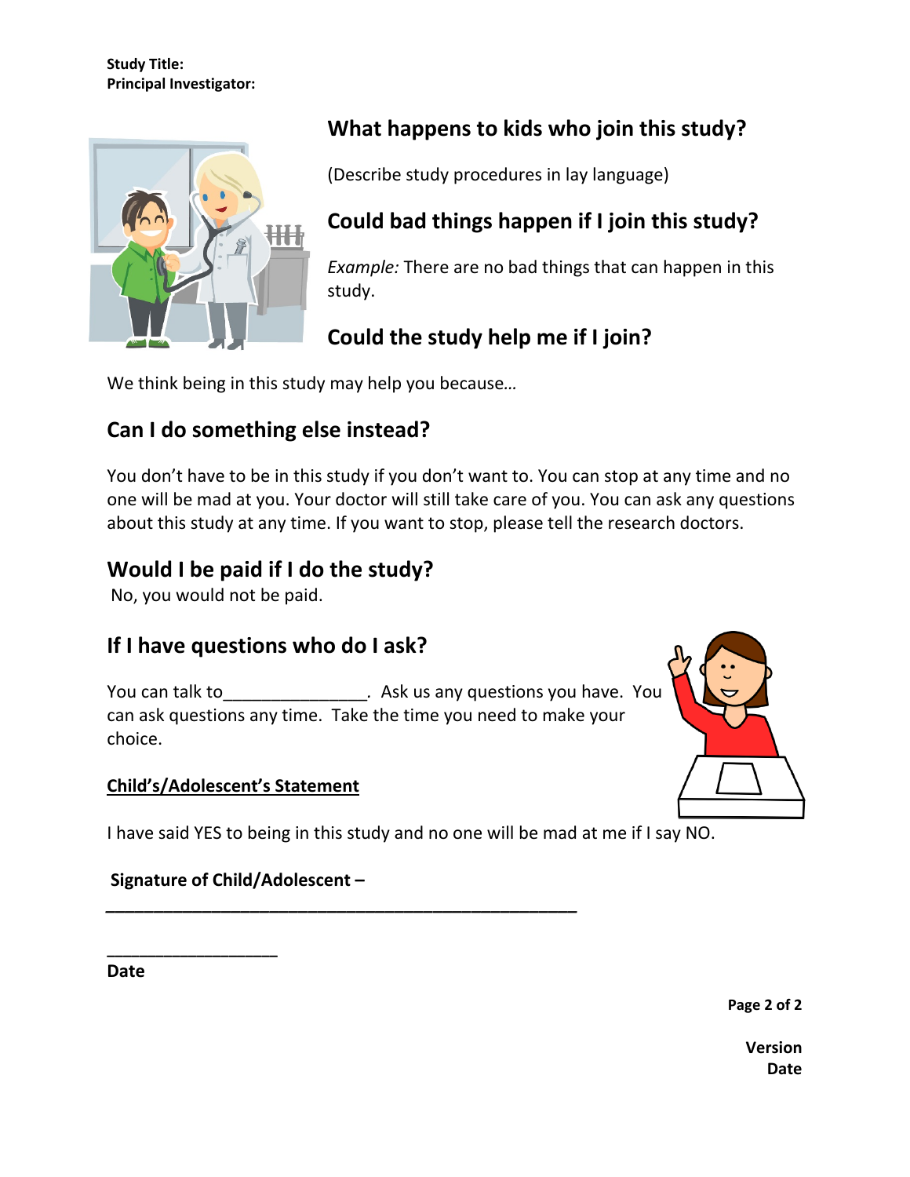**Study Title:**
**Principal Investigator:**

## What happens to kids who join this study?

(Describe study procedures in lay language)

## Could bad things happen if I join this study?

*Example:* There are no bad things that can happen in this study.

## Could the study help me if I join?

We think being in this study may help you because…

## Can I do something else instead?

You don't have to be in this study if you don't want to. You can stop at any time and no one will be mad at you. Your doctor will still take care of you. You can ask any questions about this study at any time. If you want to stop, please tell the research doctors.

## Would I be paid if I do the study?

No, you would not be paid.

## If I have questions who do I ask?

You can talk to_______________. Ask us any questions you have. You can ask questions any time. Take the time you need to make your choice.

**Child's/Adolescent's Statement**

I have said YES to being in this study and no one will be mad at me if I say NO.

**Signature of Child/Adolescent –**

**_______________________________________________**

**__________________**

**Date**

**Version**
**Date**